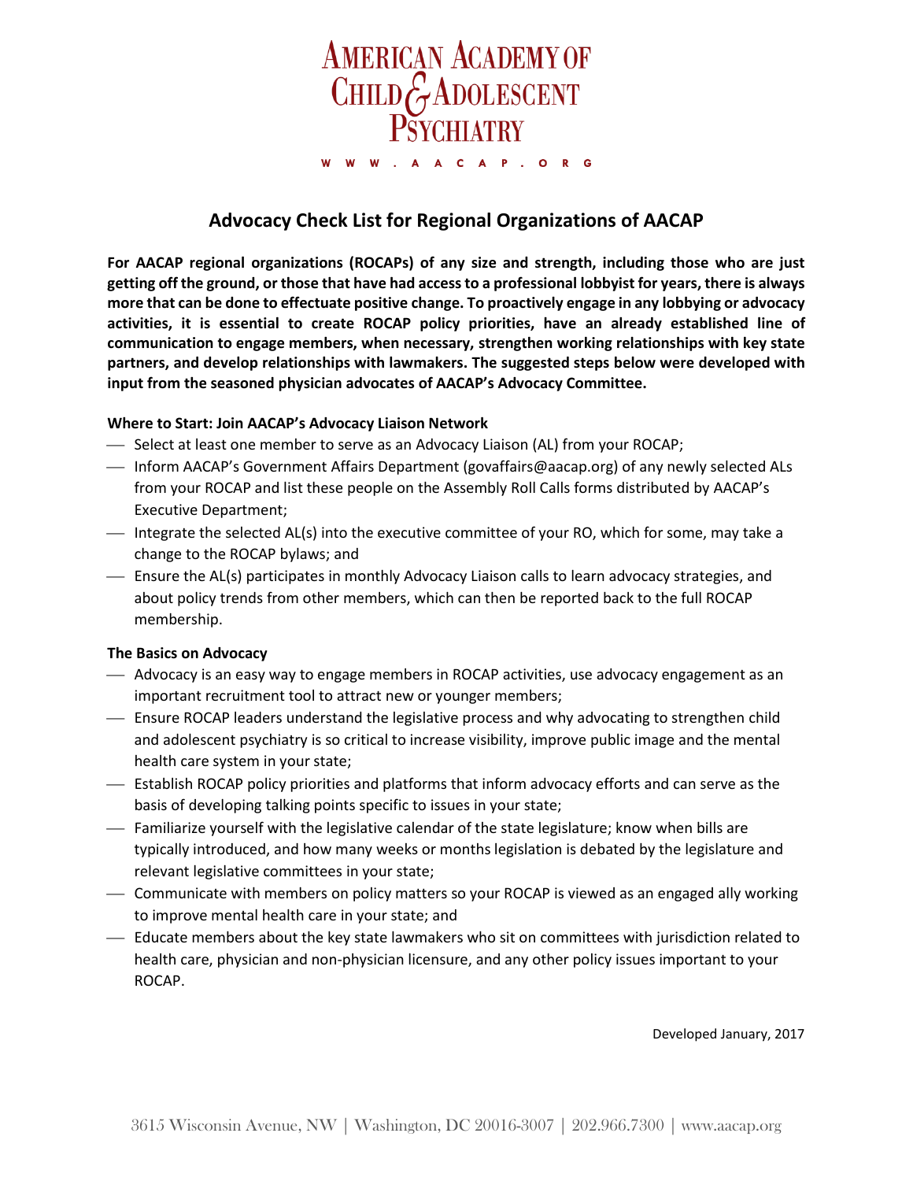# American Academy of Child & Adolescent Psychiatry

W W W . A A C A P . O R G

## Advocacy Check List for Regional Organizations of AACAP

**For AACAP regional organizations (ROCAPs) of any size and strength, including those who are just getting off the ground, or those that have had access to a professional lobbyist for years, there is always more that can be done to effectuate positive change. To proactively engage in any lobbying or advocacy activities, it is essential to create ROCAP policy priorities, have an already established line of communication to engage members, when necessary, strengthen working relationships with key state partners, and develop relationships with lawmakers. The suggested steps below were developed with input from the seasoned physician advocates of AACAP's Advocacy Committee.**

### Where to Start: Join AACAP's Advocacy Liaison Network

- Select at least one member to serve as an Advocacy Liaison (AL) from your ROCAP;
- Inform AACAP's Government Affairs Department (govaffairs@aacap.org) of any newly selected ALs from your ROCAP and list these people on the Assembly Roll Calls forms distributed by AACAP's Executive Department;
- Integrate the selected AL(s) into the executive committee of your RO, which for some, may take a change to the ROCAP bylaws; and
- Ensure the AL(s) participates in monthly Advocacy Liaison calls to learn advocacy strategies, and about policy trends from other members, which can then be reported back to the full ROCAP membership.

### The Basics on Advocacy

- Advocacy is an easy way to engage members in ROCAP activities, use advocacy engagement as an important recruitment tool to attract new or younger members;
- Ensure ROCAP leaders understand the legislative process and why advocating to strengthen child and adolescent psychiatry is so critical to increase visibility, improve public image and the mental health care system in your state;
- Establish ROCAP policy priorities and platforms that inform advocacy efforts and can serve as the basis of developing talking points specific to issues in your state;
- Familiarize yourself with the legislative calendar of the state legislature; know when bills are typically introduced, and how many weeks or months legislation is debated by the legislature and relevant legislative committees in your state;
- Communicate with members on policy matters so your ROCAP is viewed as an engaged ally working to improve mental health care in your state; and
- Educate members about the key state lawmakers who sit on committees with jurisdiction related to health care, physician and non-physician licensure, and any other policy issues important to your ROCAP.

Developed January, 2017

3615 Wisconsin Avenue, NW | Washington, DC 20016-3007 | 202.966.7300 | www.aacap.org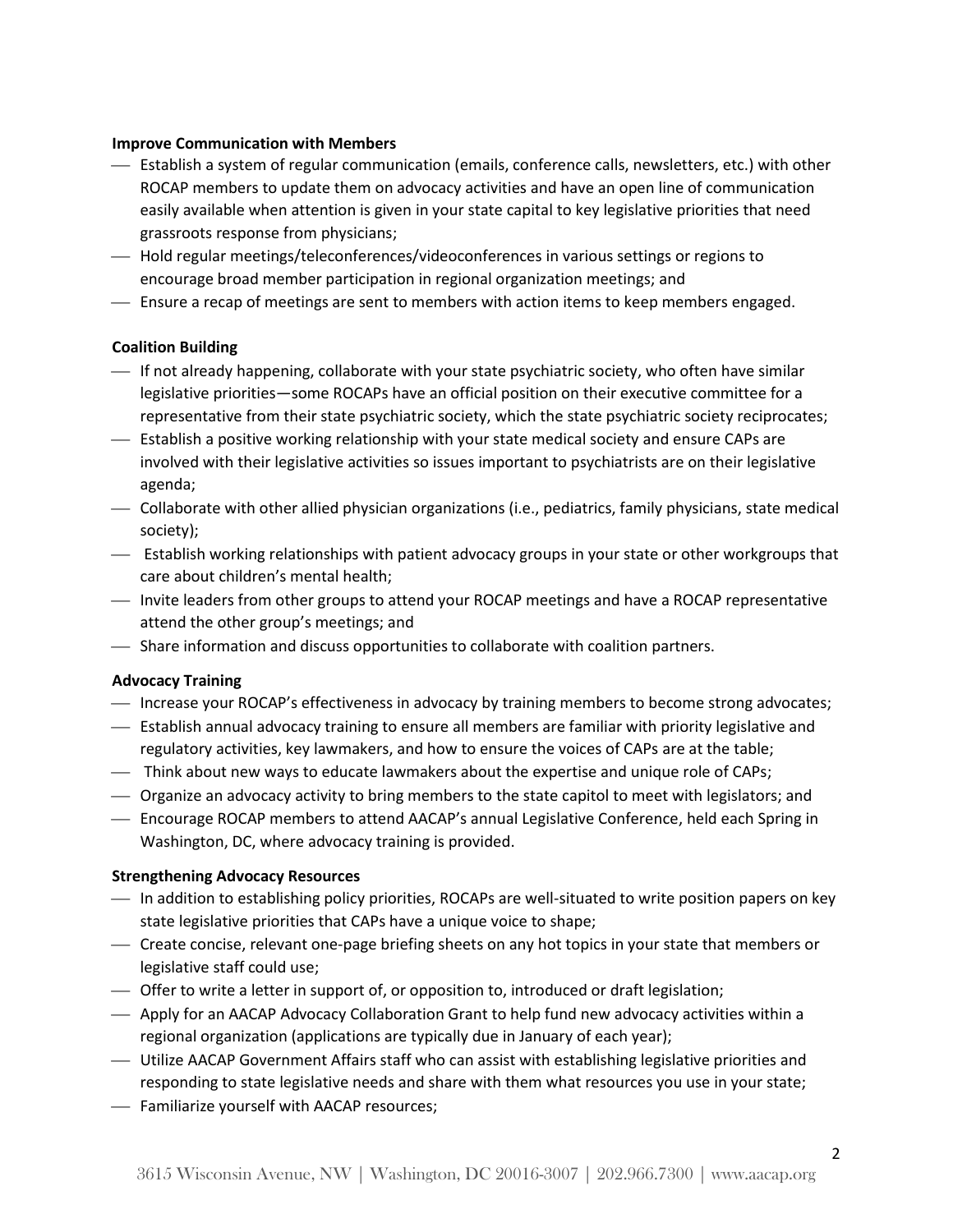**Improve Communication with Members**

- Establish a system of regular communication (emails, conference calls, newsletters, etc.) with other ROCAP members to update them on advocacy activities and have an open line of communication easily available when attention is given in your state capital to key legislative priorities that need grassroots response from physicians;
- Hold regular meetings/teleconferences/videoconferences in various settings or regions to encourage broad member participation in regional organization meetings; and
- Ensure a recap of meetings are sent to members with action items to keep members engaged.

**Coalition Building**

- If not already happening, collaborate with your state psychiatric society, who often have similar legislative priorities—some ROCAPs have an official position on their executive committee for a representative from their state psychiatric society, which the state psychiatric society reciprocates;
- Establish a positive working relationship with your state medical society and ensure CAPs are involved with their legislative activities so issues important to psychiatrists are on their legislative agenda;
- Collaborate with other allied physician organizations (i.e., pediatrics, family physicians, state medical society);
- Establish working relationships with patient advocacy groups in your state or other workgroups that care about children's mental health;
- Invite leaders from other groups to attend your ROCAP meetings and have a ROCAP representative attend the other group's meetings; and
- Share information and discuss opportunities to collaborate with coalition partners.

**Advocacy Training**

- Increase your ROCAP's effectiveness in advocacy by training members to become strong advocates;
- Establish annual advocacy training to ensure all members are familiar with priority legislative and regulatory activities, key lawmakers, and how to ensure the voices of CAPs are at the table;
- Think about new ways to educate lawmakers about the expertise and unique role of CAPs;
- Organize an advocacy activity to bring members to the state capitol to meet with legislators; and
- Encourage ROCAP members to attend AACAP's annual Legislative Conference, held each Spring in Washington, DC, where advocacy training is provided.

**Strengthening Advocacy Resources**

- In addition to establishing policy priorities, ROCAPs are well-situated to write position papers on key state legislative priorities that CAPs have a unique voice to shape;
- Create concise, relevant one-page briefing sheets on any hot topics in your state that members or legislative staff could use;
- Offer to write a letter in support of, or opposition to, introduced or draft legislation;
- Apply for an AACAP Advocacy Collaboration Grant to help fund new advocacy activities within a regional organization (applications are typically due in January of each year);
- Utilize AACAP Government Affairs staff who can assist with establishing legislative priorities and responding to state legislative needs and share with them what resources you use in your state;
- Familiarize yourself with AACAP resources;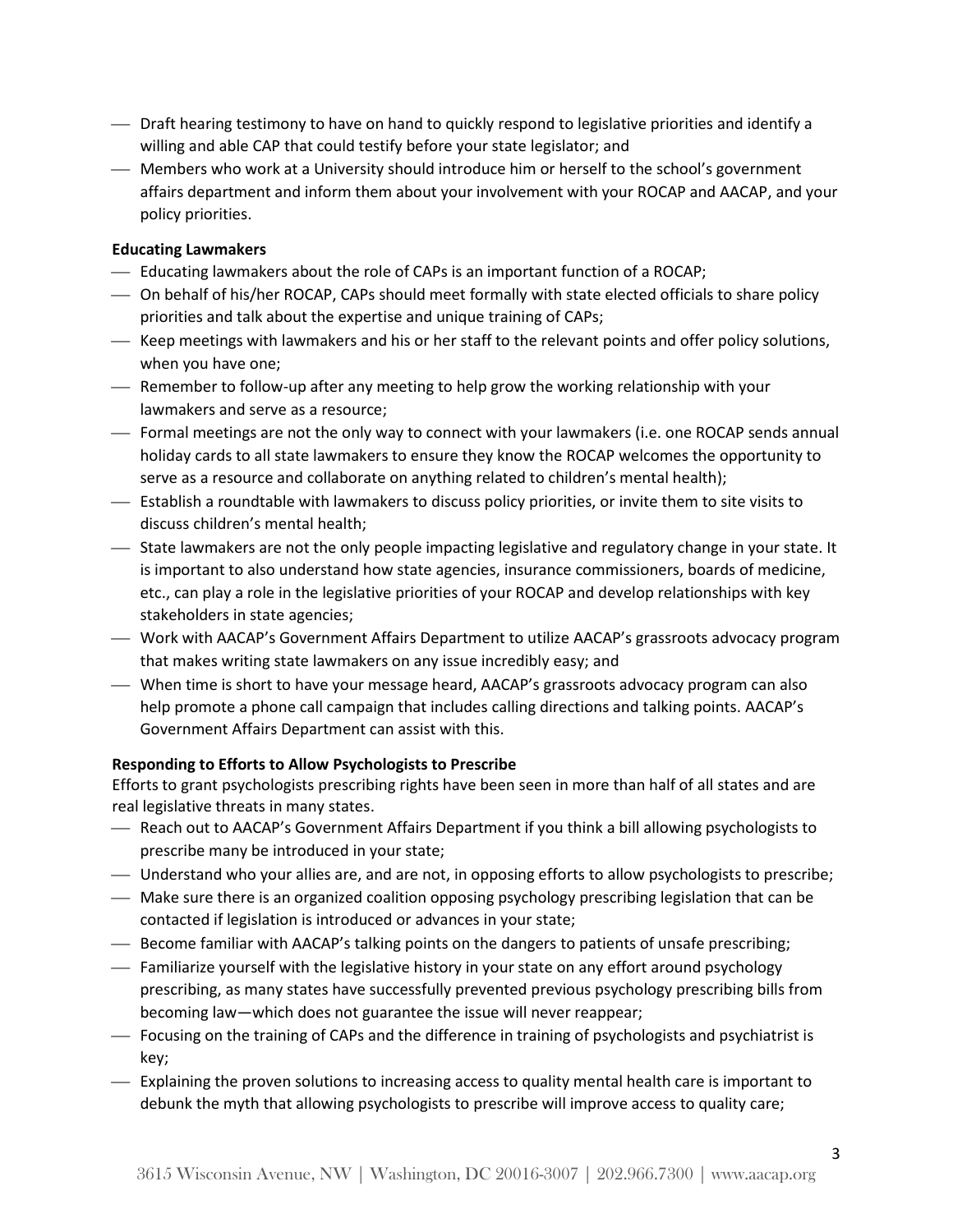- Draft hearing testimony to have on hand to quickly respond to legislative priorities and identify a willing and able CAP that could testify before your state legislator; and
- Members who work at a University should introduce him or herself to the school's government affairs department and inform them about your involvement with your ROCAP and AACAP, and your policy priorities.

**Educating Lawmakers**

- Educating lawmakers about the role of CAPs is an important function of a ROCAP;
- On behalf of his/her ROCAP, CAPs should meet formally with state elected officials to share policy priorities and talk about the expertise and unique training of CAPs;
- Keep meetings with lawmakers and his or her staff to the relevant points and offer policy solutions, when you have one;
- Remember to follow-up after any meeting to help grow the working relationship with your lawmakers and serve as a resource;
- Formal meetings are not the only way to connect with your lawmakers (i.e. one ROCAP sends annual holiday cards to all state lawmakers to ensure they know the ROCAP welcomes the opportunity to serve as a resource and collaborate on anything related to children's mental health);
- Establish a roundtable with lawmakers to discuss policy priorities, or invite them to site visits to discuss children's mental health;
- State lawmakers are not the only people impacting legislative and regulatory change in your state. It is important to also understand how state agencies, insurance commissioners, boards of medicine, etc., can play a role in the legislative priorities of your ROCAP and develop relationships with key stakeholders in state agencies;
- Work with AACAP's Government Affairs Department to utilize AACAP's grassroots advocacy program that makes writing state lawmakers on any issue incredibly easy; and
- When time is short to have your message heard, AACAP's grassroots advocacy program can also help promote a phone call campaign that includes calling directions and talking points. AACAP's Government Affairs Department can assist with this.

**Responding to Efforts to Allow Psychologists to Prescribe**

Efforts to grant psychologists prescribing rights have been seen in more than half of all states and are real legislative threats in many states.

- Reach out to AACAP's Government Affairs Department if you think a bill allowing psychologists to prescribe many be introduced in your state;
- Understand who your allies are, and are not, in opposing efforts to allow psychologists to prescribe;
- Make sure there is an organized coalition opposing psychology prescribing legislation that can be contacted if legislation is introduced or advances in your state;
- Become familiar with AACAP's talking points on the dangers to patients of unsafe prescribing;
- Familiarize yourself with the legislative history in your state on any effort around psychology prescribing, as many states have successfully prevented previous psychology prescribing bills from becoming law—which does not guarantee the issue will never reappear;
- Focusing on the training of CAPs and the difference in training of psychologists and psychiatrist is key;
- Explaining the proven solutions to increasing access to quality mental health care is important to debunk the myth that allowing psychologists to prescribe will improve access to quality care;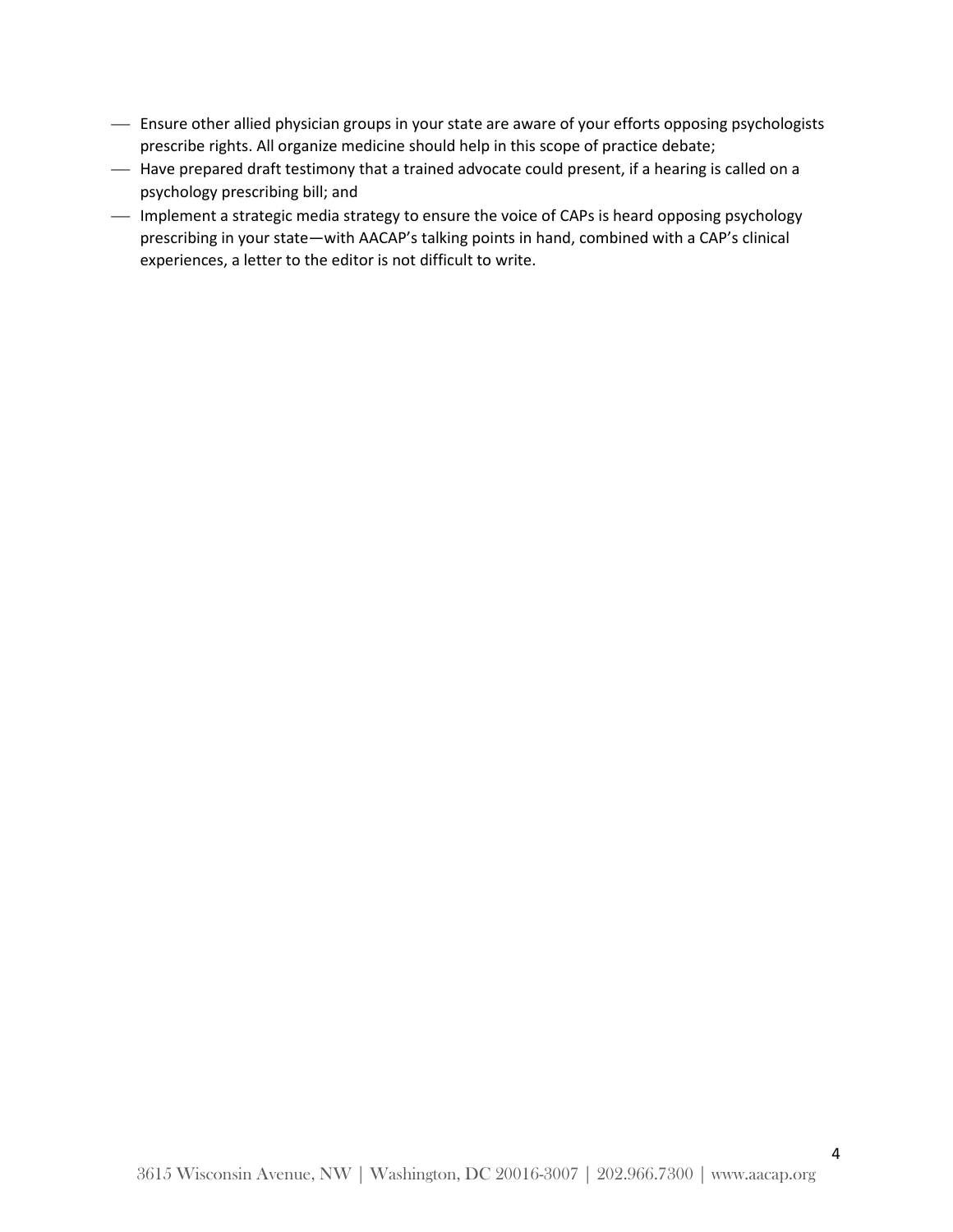- Ensure other allied physician groups in your state are aware of your efforts opposing psychologists prescribe rights. All organize medicine should help in this scope of practice debate;
- Have prepared draft testimony that a trained advocate could present, if a hearing is called on a psychology prescribing bill; and
- Implement a strategic media strategy to ensure the voice of CAPs is heard opposing psychology prescribing in your state—with AACAP's talking points in hand, combined with a CAP's clinical experiences, a letter to the editor is not difficult to write.